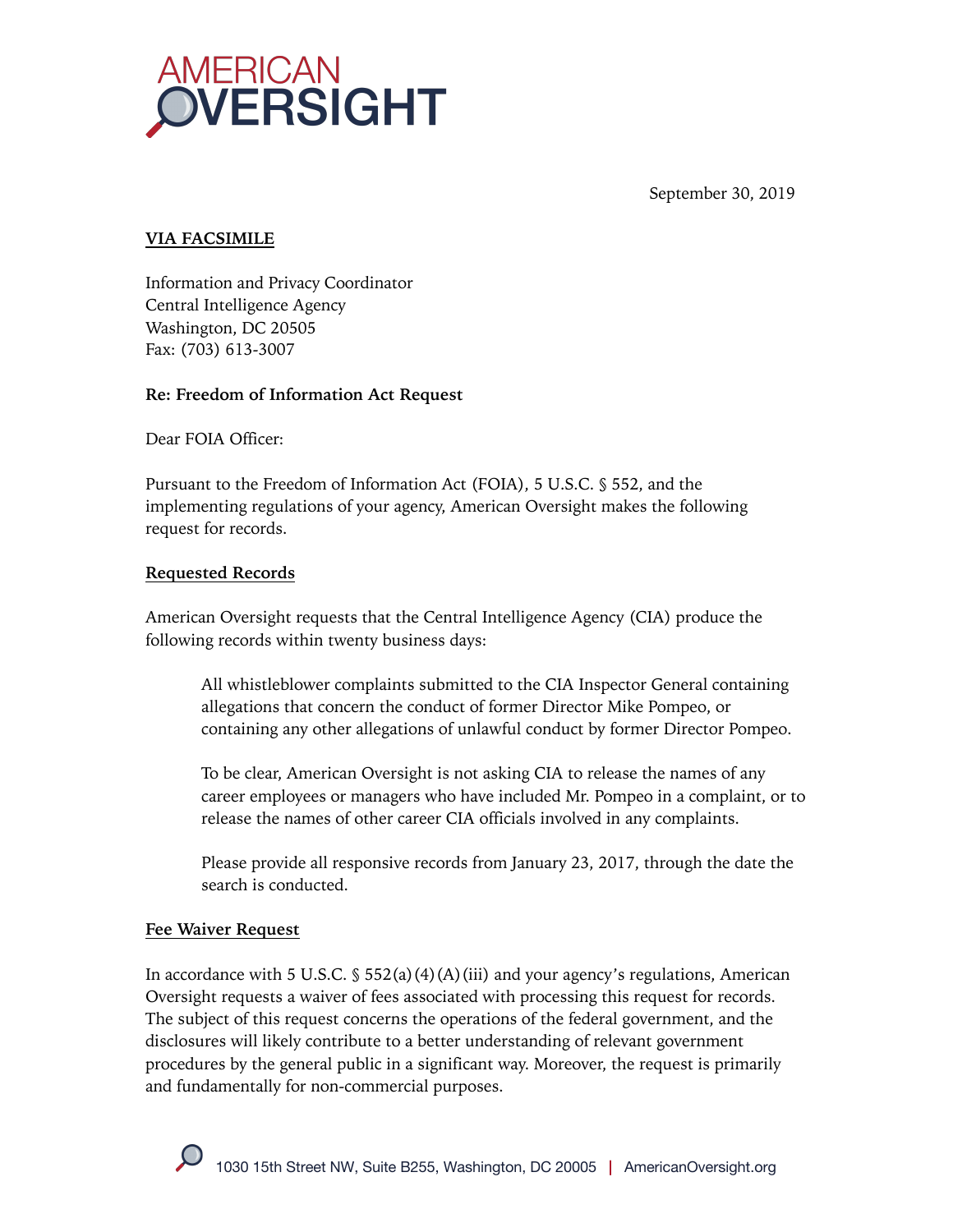AMERICAN OVERSIGHT

September 30, 2019

**VIA FACSIMILE**

Information and Privacy Coordinator
Central Intelligence Agency
Washington, DC 20505
Fax: (703) 613-3007

**Re: Freedom of Information Act Request**

Dear FOIA Officer:

Pursuant to the Freedom of Information Act (FOIA), 5 U.S.C. § 552, and the implementing regulations of your agency, American Oversight makes the following request for records.

**Requested Records**

American Oversight requests that the Central Intelligence Agency (CIA) produce the following records within twenty business days:

> All whistleblower complaints submitted to the CIA Inspector General containing allegations that concern the conduct of former Director Mike Pompeo, or containing any other allegations of unlawful conduct by former Director Pompeo.
>
> To be clear, American Oversight is not asking CIA to release the names of any career employees or managers who have included Mr. Pompeo in a complaint, or to release the names of other career CIA officials involved in any complaints.
>
> Please provide all responsive records from January 23, 2017, through the date the search is conducted.

**Fee Waiver Request**

In accordance with 5 U.S.C. § 552(a)(4)(A)(iii) and your agency's regulations, American Oversight requests a waiver of fees associated with processing this request for records. The subject of this request concerns the operations of the federal government, and the disclosures will likely contribute to a better understanding of relevant government procedures by the general public in a significant way. Moreover, the request is primarily and fundamentally for non-commercial purposes.

1030 15th Street NW, Suite B255, Washington, DC 20005 | AmericanOversight.org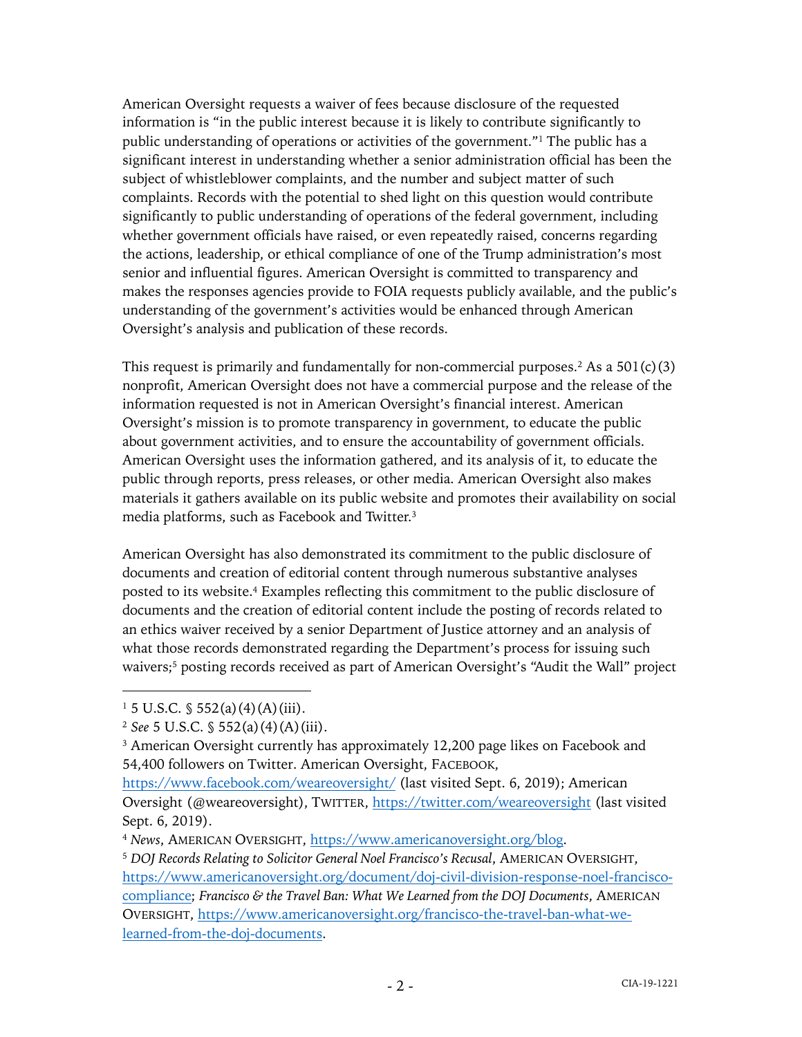American Oversight requests a waiver of fees because disclosure of the requested information is "in the public interest because it is likely to contribute significantly to public understanding of operations or activities of the government."[1] The public has a significant interest in understanding whether a senior administration official has been the subject of whistleblower complaints, and the number and subject matter of such complaints. Records with the potential to shed light on this question would contribute significantly to public understanding of operations of the federal government, including whether government officials have raised, or even repeatedly raised, concerns regarding the actions, leadership, or ethical compliance of one of the Trump administration's most senior and influential figures. American Oversight is committed to transparency and makes the responses agencies provide to FOIA requests publicly available, and the public's understanding of the government's activities would be enhanced through American Oversight's analysis and publication of these records.

This request is primarily and fundamentally for non-commercial purposes.[2] As a 501(c)(3) nonprofit, American Oversight does not have a commercial purpose and the release of the information requested is not in American Oversight's financial interest. American Oversight's mission is to promote transparency in government, to educate the public about government activities, and to ensure the accountability of government officials. American Oversight uses the information gathered, and its analysis of it, to educate the public through reports, press releases, or other media. American Oversight also makes materials it gathers available on its public website and promotes their availability on social media platforms, such as Facebook and Twitter.[3]

American Oversight has also demonstrated its commitment to the public disclosure of documents and creation of editorial content through numerous substantive analyses posted to its website.[4] Examples reflecting this commitment to the public disclosure of documents and the creation of editorial content include the posting of records related to an ethics waiver received by a senior Department of Justice attorney and an analysis of what those records demonstrated regarding the Department's process for issuing such waivers;[5] posting records received as part of American Oversight's "Audit the Wall" project

---

[1] 5 U.S.C. § 552(a)(4)(A)(iii).

[2] *See* 5 U.S.C. § 552(a)(4)(A)(iii).

[3] American Oversight currently has approximately 12,200 page likes on Facebook and 54,400 followers on Twitter. American Oversight, FACEBOOK, https://www.facebook.com/weareoversight/ (last visited Sept. 6, 2019); American Oversight (@weareoversight), TWITTER, https://twitter.com/weareoversight (last visited Sept. 6, 2019).

[4] *News*, AMERICAN OVERSIGHT, https://www.americanoversight.org/blog.

[5] *DOJ Records Relating to Solicitor General Noel Francisco's Recusal*, AMERICAN OVERSIGHT, https://www.americanoversight.org/document/doj-civil-division-response-noel-francisco-compliance; *Francisco & the Travel Ban: What We Learned from the DOJ Documents*, AMERICAN OVERSIGHT, https://www.americanoversight.org/francisco-the-travel-ban-what-we-learned-from-the-doj-documents.

CIA-19-1221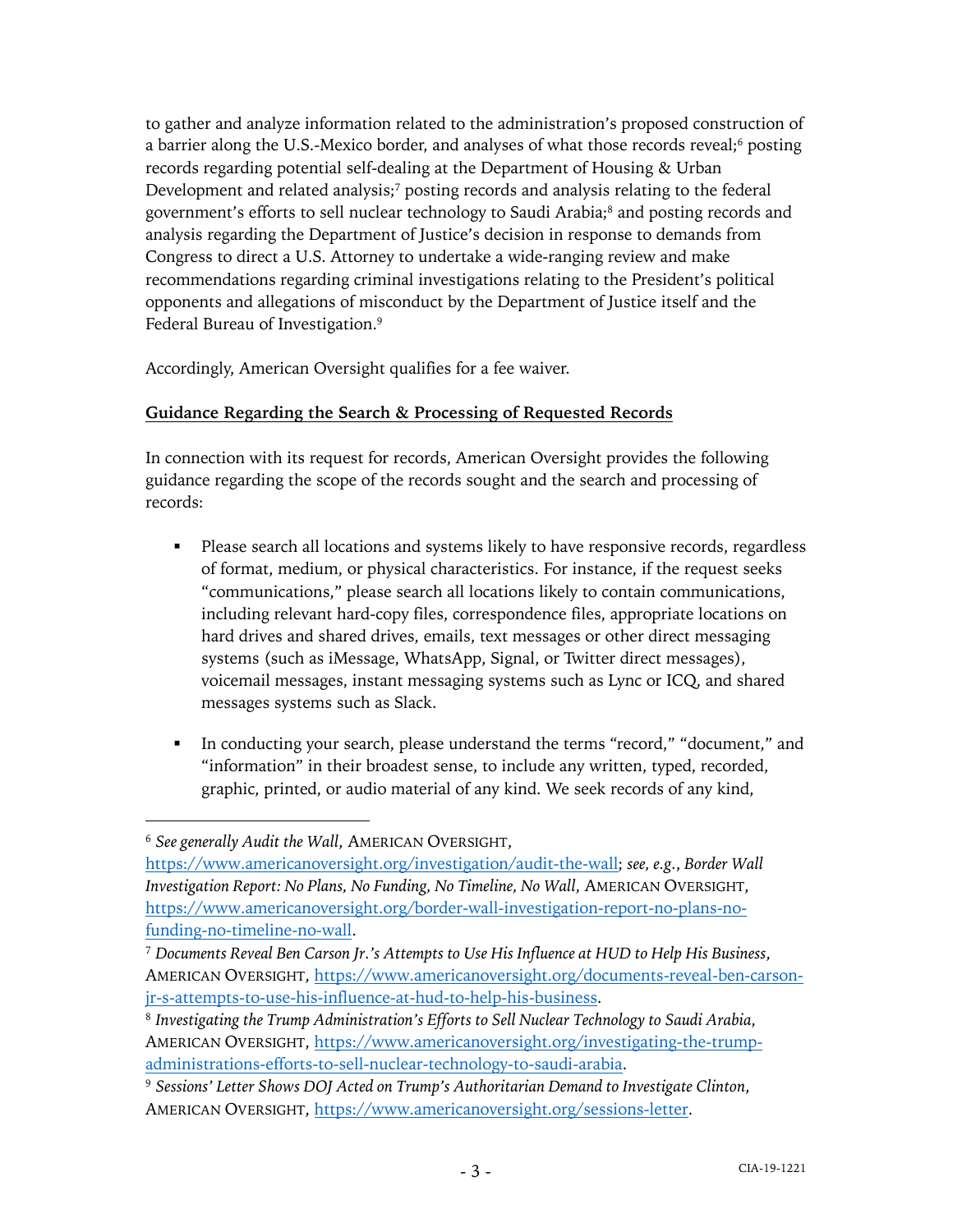to gather and analyze information related to the administration's proposed construction of a barrier along the U.S.-Mexico border, and analyses of what those records reveal;[6] posting records regarding potential self-dealing at the Department of Housing & Urban Development and related analysis;[7] posting records and analysis relating to the federal government's efforts to sell nuclear technology to Saudi Arabia;[8] and posting records and analysis regarding the Department of Justice's decision in response to demands from Congress to direct a U.S. Attorney to undertake a wide-ranging review and make recommendations regarding criminal investigations relating to the President's political opponents and allegations of misconduct by the Department of Justice itself and the Federal Bureau of Investigation.[9]

Accordingly, American Oversight qualifies for a fee waiver.

**Guidance Regarding the Search & Processing of Requested Records**

In connection with its request for records, American Oversight provides the following guidance regarding the scope of the records sought and the search and processing of records:

- Please search all locations and systems likely to have responsive records, regardless of format, medium, or physical characteristics. For instance, if the request seeks "communications," please search all locations likely to contain communications, including relevant hard-copy files, correspondence files, appropriate locations on hard drives and shared drives, emails, text messages or other direct messaging systems (such as iMessage, WhatsApp, Signal, or Twitter direct messages), voicemail messages, instant messaging systems such as Lync or ICQ, and shared messages systems such as Slack.

- In conducting your search, please understand the terms "record," "document," and "information" in their broadest sense, to include any written, typed, recorded, graphic, printed, or audio material of any kind. We seek records of any kind,

---

[6] *See generally Audit the Wall*, AMERICAN OVERSIGHT, https://www.americanoversight.org/investigation/audit-the-wall; *see, e.g.*, *Border Wall Investigation Report: No Plans, No Funding, No Timeline, No Wall*, AMERICAN OVERSIGHT, https://www.americanoversight.org/border-wall-investigation-report-no-plans-no-funding-no-timeline-no-wall.

[7] *Documents Reveal Ben Carson Jr.'s Attempts to Use His Influence at HUD to Help His Business*, AMERICAN OVERSIGHT, https://www.americanoversight.org/documents-reveal-ben-carson-jr-s-attempts-to-use-his-influence-at-hud-to-help-his-business.

[8] *Investigating the Trump Administration's Efforts to Sell Nuclear Technology to Saudi Arabia*, AMERICAN OVERSIGHT, https://www.americanoversight.org/investigating-the-trump-administrations-efforts-to-sell-nuclear-technology-to-saudi-arabia.

[9] *Sessions' Letter Shows DOJ Acted on Trump's Authoritarian Demand to Investigate Clinton*, AMERICAN OVERSIGHT, https://www.americanoversight.org/sessions-letter.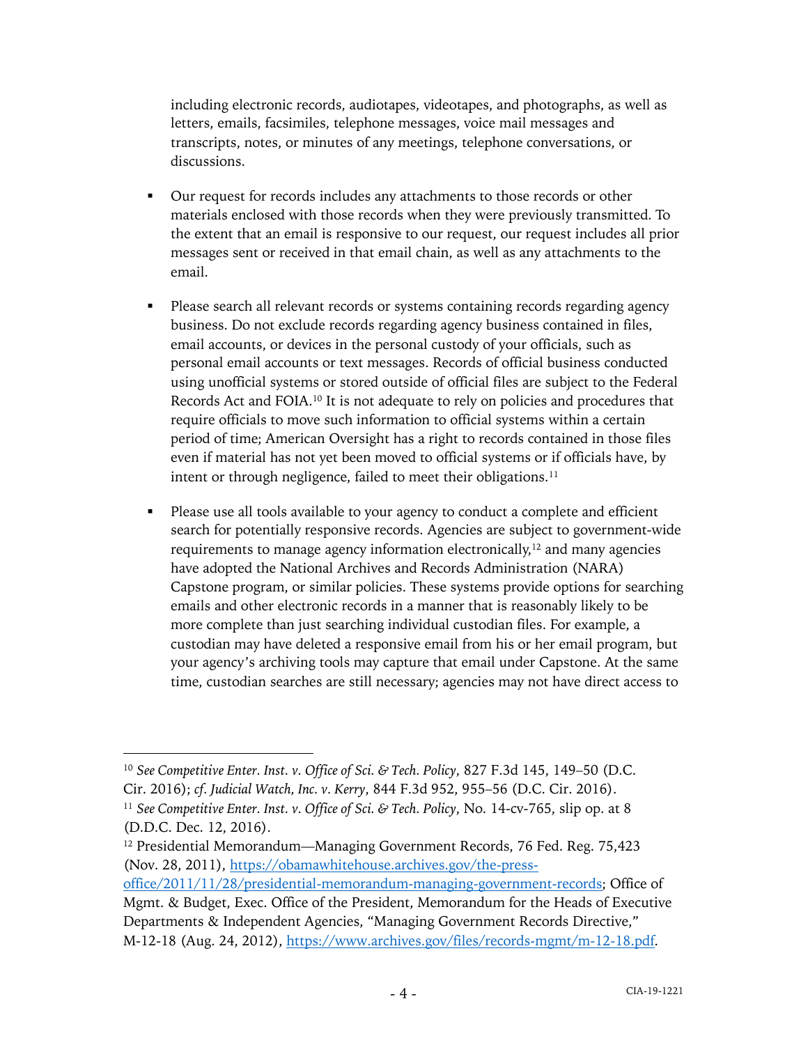including electronic records, audiotapes, videotapes, and photographs, as well as letters, emails, facsimiles, telephone messages, voice mail messages and transcripts, notes, or minutes of any meetings, telephone conversations, or discussions.

- Our request for records includes any attachments to those records or other materials enclosed with those records when they were previously transmitted. To the extent that an email is responsive to our request, our request includes all prior messages sent or received in that email chain, as well as any attachments to the email.

- Please search all relevant records or systems containing records regarding agency business. Do not exclude records regarding agency business contained in files, email accounts, or devices in the personal custody of your officials, such as personal email accounts or text messages. Records of official business conducted using unofficial systems or stored outside of official files are subject to the Federal Records Act and FOIA.[10] It is not adequate to rely on policies and procedures that require officials to move such information to official systems within a certain period of time; American Oversight has a right to records contained in those files even if material has not yet been moved to official systems or if officials have, by intent or through negligence, failed to meet their obligations.[11]

- Please use all tools available to your agency to conduct a complete and efficient search for potentially responsive records. Agencies are subject to government-wide requirements to manage agency information electronically,[12] and many agencies have adopted the National Archives and Records Administration (NARA) Capstone program, or similar policies. These systems provide options for searching emails and other electronic records in a manner that is reasonably likely to be more complete than just searching individual custodian files. For example, a custodian may have deleted a responsive email from his or her email program, but your agency's archiving tools may capture that email under Capstone. At the same time, custodian searches are still necessary; agencies may not have direct access to

---

[10] *See Competitive Enter. Inst. v. Office of Sci. & Tech. Policy*, 827 F.3d 145, 149–50 (D.C. Cir. 2016); *cf. Judicial Watch, Inc. v. Kerry*, 844 F.3d 952, 955–56 (D.C. Cir. 2016).

[11] *See Competitive Enter. Inst. v. Office of Sci. & Tech. Policy*, No. 14-cv-765, slip op. at 8 (D.D.C. Dec. 12, 2016).

[12] Presidential Memorandum—Managing Government Records, 76 Fed. Reg. 75,423 (Nov. 28, 2011), https://obamawhitehouse.archives.gov/the-press-office/2011/11/28/presidential-memorandum-managing-government-records; Office of Mgmt. & Budget, Exec. Office of the President, Memorandum for the Heads of Executive Departments & Independent Agencies, "Managing Government Records Directive," M-12-18 (Aug. 24, 2012), https://www.archives.gov/files/records-mgmt/m-12-18.pdf.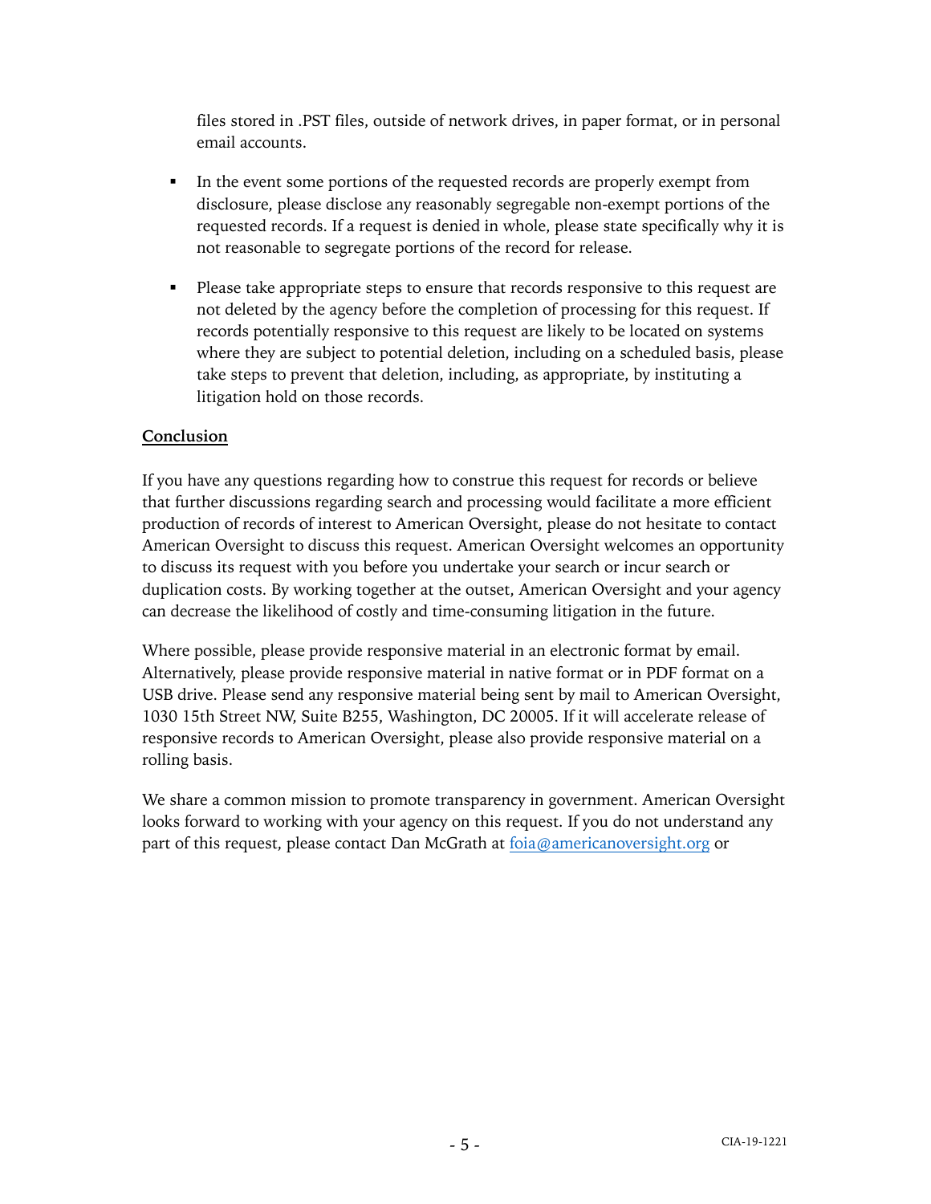files stored in .PST files, outside of network drives, in paper format, or in personal email accounts.

- In the event some portions of the requested records are properly exempt from disclosure, please disclose any reasonably segregable non-exempt portions of the requested records. If a request is denied in whole, please state specifically why it is not reasonable to segregate portions of the record for release.

- Please take appropriate steps to ensure that records responsive to this request are not deleted by the agency before the completion of processing for this request. If records potentially responsive to this request are likely to be located on systems where they are subject to potential deletion, including on a scheduled basis, please take steps to prevent that deletion, including, as appropriate, by instituting a litigation hold on those records.

**Conclusion**

If you have any questions regarding how to construe this request for records or believe that further discussions regarding search and processing would facilitate a more efficient production of records of interest to American Oversight, please do not hesitate to contact American Oversight to discuss this request. American Oversight welcomes an opportunity to discuss its request with you before you undertake your search or incur search or duplication costs. By working together at the outset, American Oversight and your agency can decrease the likelihood of costly and time-consuming litigation in the future.

Where possible, please provide responsive material in an electronic format by email. Alternatively, please provide responsive material in native format or in PDF format on a USB drive. Please send any responsive material being sent by mail to American Oversight, 1030 15th Street NW, Suite B255, Washington, DC 20005. If it will accelerate release of responsive records to American Oversight, please also provide responsive material on a rolling basis.

We share a common mission to promote transparency in government. American Oversight looks forward to working with your agency on this request. If you do not understand any part of this request, please contact Dan McGrath at foia@americanoversight.org or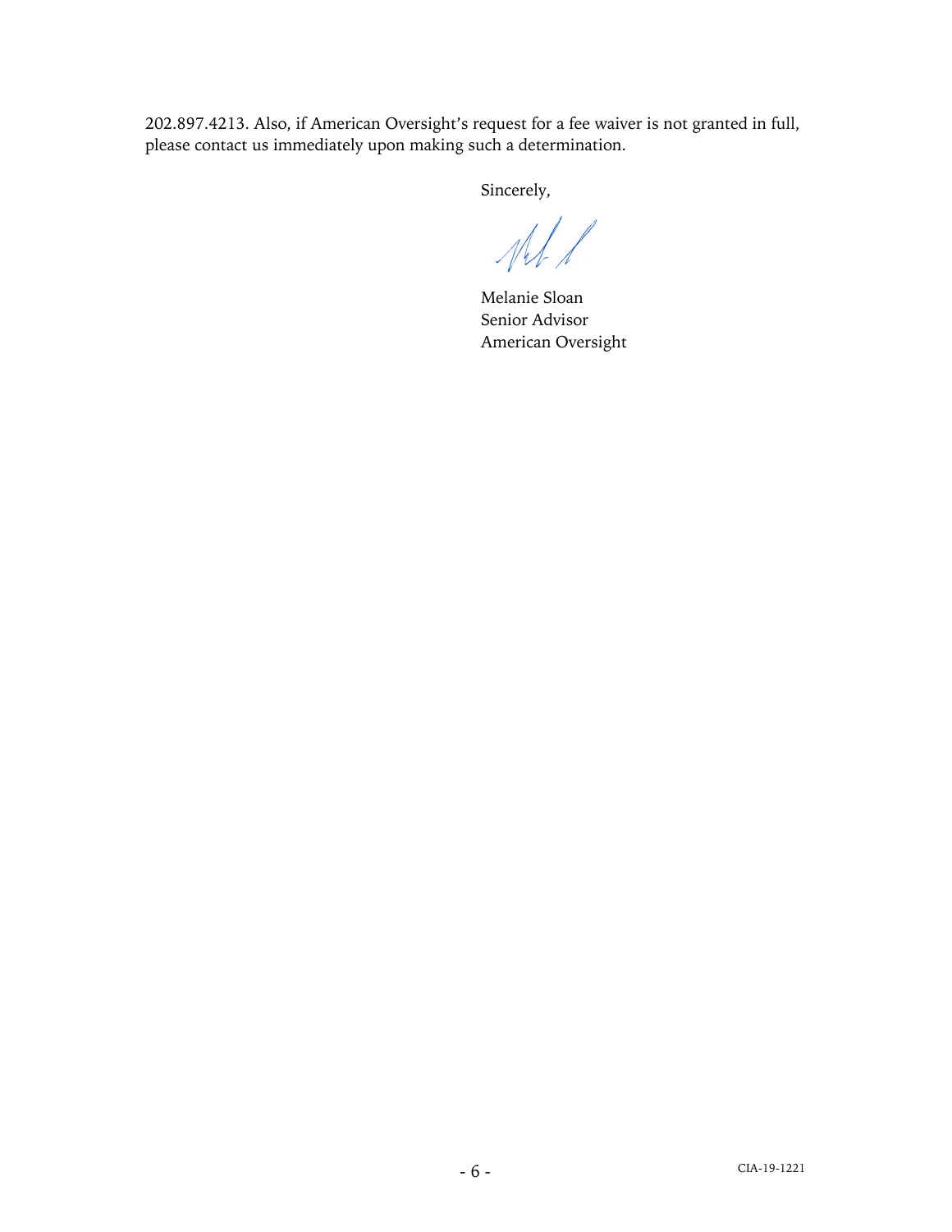202.897.4213. Also, if American Oversight's request for a fee waiver is not granted in full, please contact us immediately upon making such a determination.

Sincerely,

Melanie Sloan
Senior Advisor
American Oversight